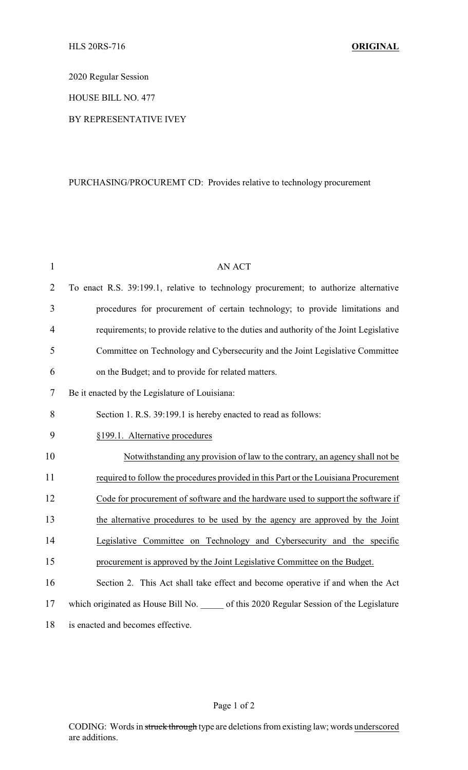HLS 20RS-716 **ORIGINAL**

2020 Regular Session

HOUSE BILL NO. 477

BY REPRESENTATIVE IVEY

PURCHASING/PROCUREMT CD: Provides relative to technology procurement

AN ACT

To enact R.S. 39:199.1, relative to technology procurement; to authorize alternative procedures for procurement of certain technology; to provide limitations and requirements; to provide relative to the duties and authority of the Joint Legislative Committee on Technology and Cybersecurity and the Joint Legislative Committee on the Budget; and to provide for related matters.

Be it enacted by the Legislature of Louisiana:

Section 1. R.S. 39:199.1 is hereby enacted to read as follows:

<u>§199.1. Alternative procedures</u>

<u>Notwithstanding any provision of law to the contrary, an agency shall not be required to follow the procedures provided in this Part or the Louisiana Procurement Code for procurement of software and the hardware used to support the software if the alternative procedures to be used by the agency are approved by the Joint Legislative Committee on Technology and Cybersecurity and the specific procurement is approved by the Joint Legislative Committee on the Budget.</u>

Section 2. This Act shall take effect and become operative if and when the Act which originated as House Bill No. _____ of this 2020 Regular Session of the Legislature is enacted and becomes effective.

CODING: Words in ~~struck through~~ type are deletions from existing law; words <u>underscored</u> are additions.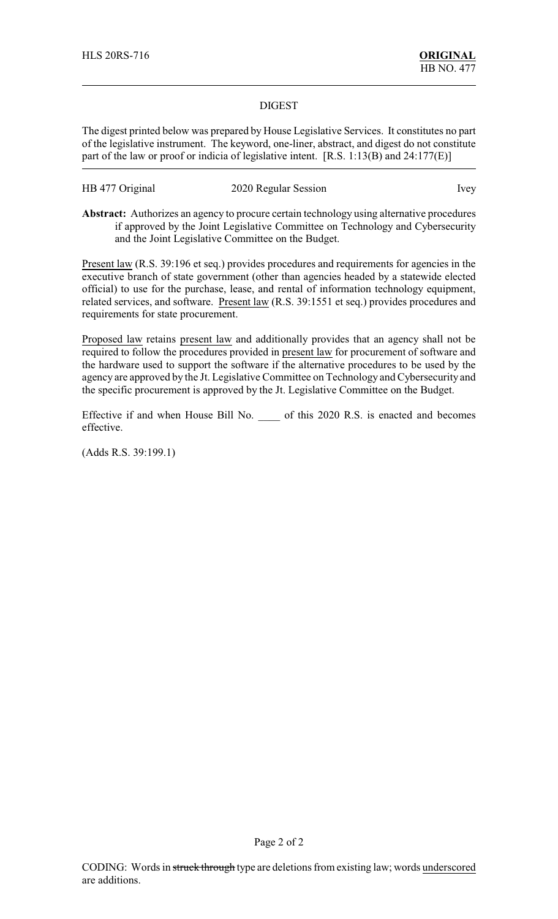HLS 20RS-716 **ORIGINAL**
HB NO. 477

DIGEST

The digest printed below was prepared by House Legislative Services. It constitutes no part of the legislative instrument. The keyword, one-liner, abstract, and digest do not constitute part of the law or proof or indicia of legislative intent. [R.S. 1:13(B) and 24:177(E)]

HB 477 Original 2020 Regular Session Ivey

**Abstract:** Authorizes an agency to procure certain technology using alternative procedures if approved by the Joint Legislative Committee on Technology and Cybersecurity and the Joint Legislative Committee on the Budget.

Present law (R.S. 39:196 et seq.) provides procedures and requirements for agencies in the executive branch of state government (other than agencies headed by a statewide elected official) to use for the purchase, lease, and rental of information technology equipment, related services, and software. Present law (R.S. 39:1551 et seq.) provides procedures and requirements for state procurement.

Proposed law retains present law and additionally provides that an agency shall not be required to follow the procedures provided in present law for procurement of software and the hardware used to support the software if the alternative procedures to be used by the agency are approved by the Jt. Legislative Committee on Technology and Cybersecurity and the specific procurement is approved by the Jt. Legislative Committee on the Budget.

Effective if and when House Bill No. ____ of this 2020 R.S. is enacted and becomes effective.

(Adds R.S. 39:199.1)

CODING: Words in ~~struck through~~ type are deletions from existing law; words underscored are additions.